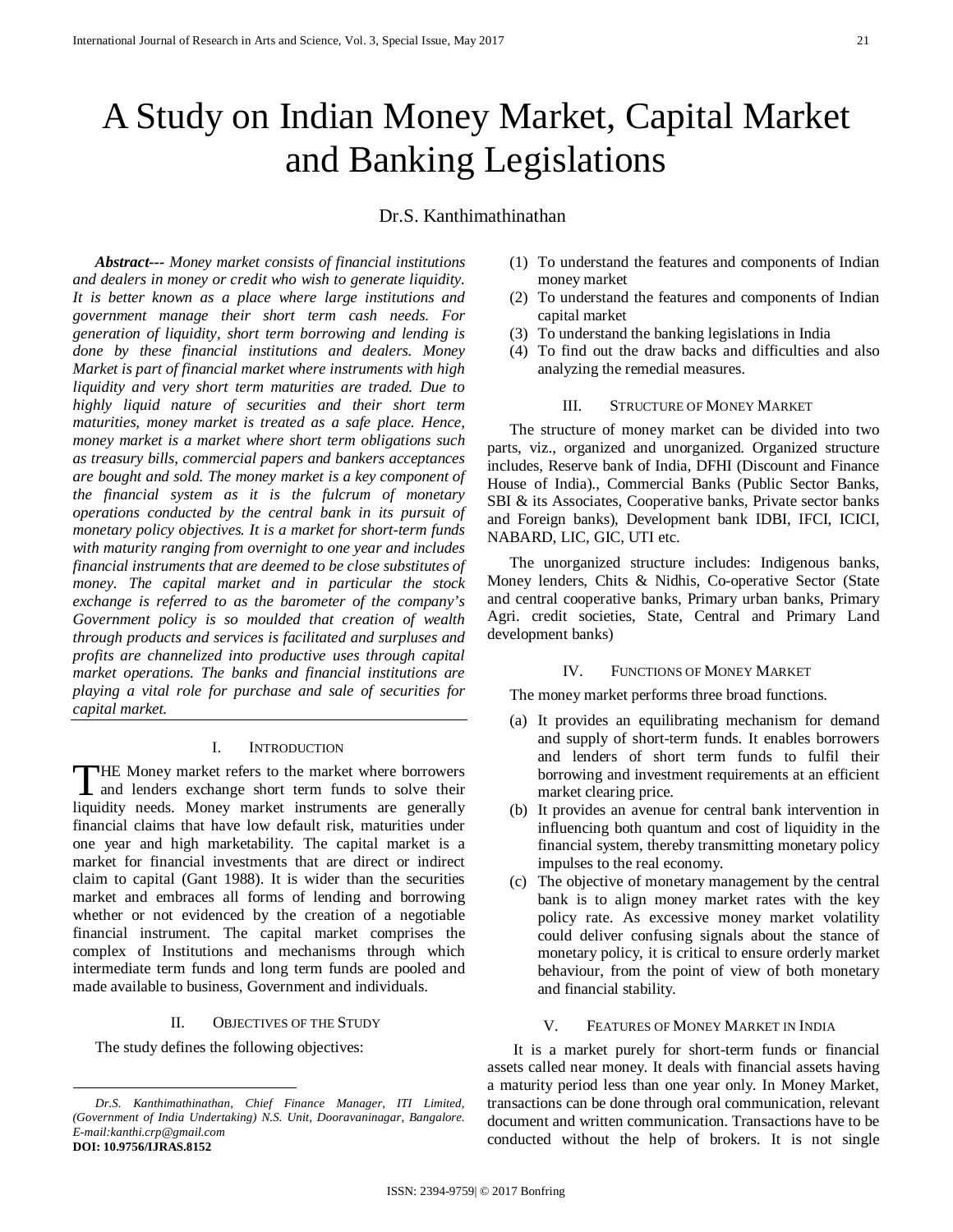# A Study on Indian Money Market, Capital Market and Banking Legislations

Dr.S. Kanthimathinathan

***Abstract---*** *Money market consists of financial institutions and dealers in money or credit who wish to generate liquidity. It is better known as a place where large institutions and government manage their short term cash needs. For generation of liquidity, short term borrowing and lending is done by these financial institutions and dealers. Money Market is part of financial market where instruments with high liquidity and very short term maturities are traded. Due to highly liquid nature of securities and their short term maturities, money market is treated as a safe place. Hence, money market is a market where short term obligations such as treasury bills, commercial papers and bankers acceptances are bought and sold. The money market is a key component of the financial system as it is the fulcrum of monetary operations conducted by the central bank in its pursuit of monetary policy objectives. It is a market for short-term funds with maturity ranging from overnight to one year and includes financial instruments that are deemed to be close substitutes of money. The capital market and in particular the stock exchange is referred to as the barometer of the company's Government policy is so moulded that creation of wealth through products and services is facilitated and surpluses and profits are channelized into productive uses through capital market operations. The banks and financial institutions are playing a vital role for purchase and sale of securities for capital market.*

## I. Introduction

THE Money market refers to the market where borrowers and lenders exchange short term funds to solve their liquidity needs. Money market instruments are generally financial claims that have low default risk, maturities under one year and high marketability. The capital market is a market for financial investments that are direct or indirect claim to capital (Gant 1988). It is wider than the securities market and embraces all forms of lending and borrowing whether or not evidenced by the creation of a negotiable financial instrument. The capital market comprises the complex of Institutions and mechanisms through which intermediate term funds and long term funds are pooled and made available to business, Government and individuals.

## II. Objectives of the Study

The study defines the following objectives:

(1) To understand the features and components of Indian money market
(2) To understand the features and components of Indian capital market
(3) To understand the banking legislations in India
(4) To find out the draw backs and difficulties and also analyzing the remedial measures.

## III. Structure of Money Market

The structure of money market can be divided into two parts, viz., organized and unorganized. Organized structure includes, Reserve bank of India, DFHI (Discount and Finance House of India)., Commercial Banks (Public Sector Banks, SBI & its Associates, Cooperative banks, Private sector banks and Foreign banks), Development bank IDBI, IFCI, ICICI, NABARD, LIC, GIC, UTI etc.

The unorganized structure includes: Indigenous banks, Money lenders, Chits & Nidhis, Co-operative Sector (State and central cooperative banks, Primary urban banks, Primary Agri. credit societies, State, Central and Primary Land development banks)

## IV. Functions of Money Market

The money market performs three broad functions.

(a) It provides an equilibrating mechanism for demand and supply of short-term funds. It enables borrowers and lenders of short term funds to fulfil their borrowing and investment requirements at an efficient market clearing price.
(b) It provides an avenue for central bank intervention in influencing both quantum and cost of liquidity in the financial system, thereby transmitting monetary policy impulses to the real economy.
(c) The objective of monetary management by the central bank is to align money market rates with the key policy rate. As excessive money market volatility could deliver confusing signals about the stance of monetary policy, it is critical to ensure orderly market behaviour, from the point of view of both monetary and financial stability.

## V. Features of Money Market in India

It is a market purely for short-term funds or financial assets called near money. It deals with financial assets having a maturity period less than one year only. In Money Market, transactions can be done through oral communication, relevant document and written communication. Transactions have to be conducted without the help of brokers. It is not single

---

*Dr.S. Kanthimathinathan, Chief Finance Manager, ITI Limited, (Government of India Undertaking) N.S. Unit, Dooravaninagar, Bangalore. E-mail:kanthi.crp@gmail.com*
**DOI: 10.9756/IJRAS.8152**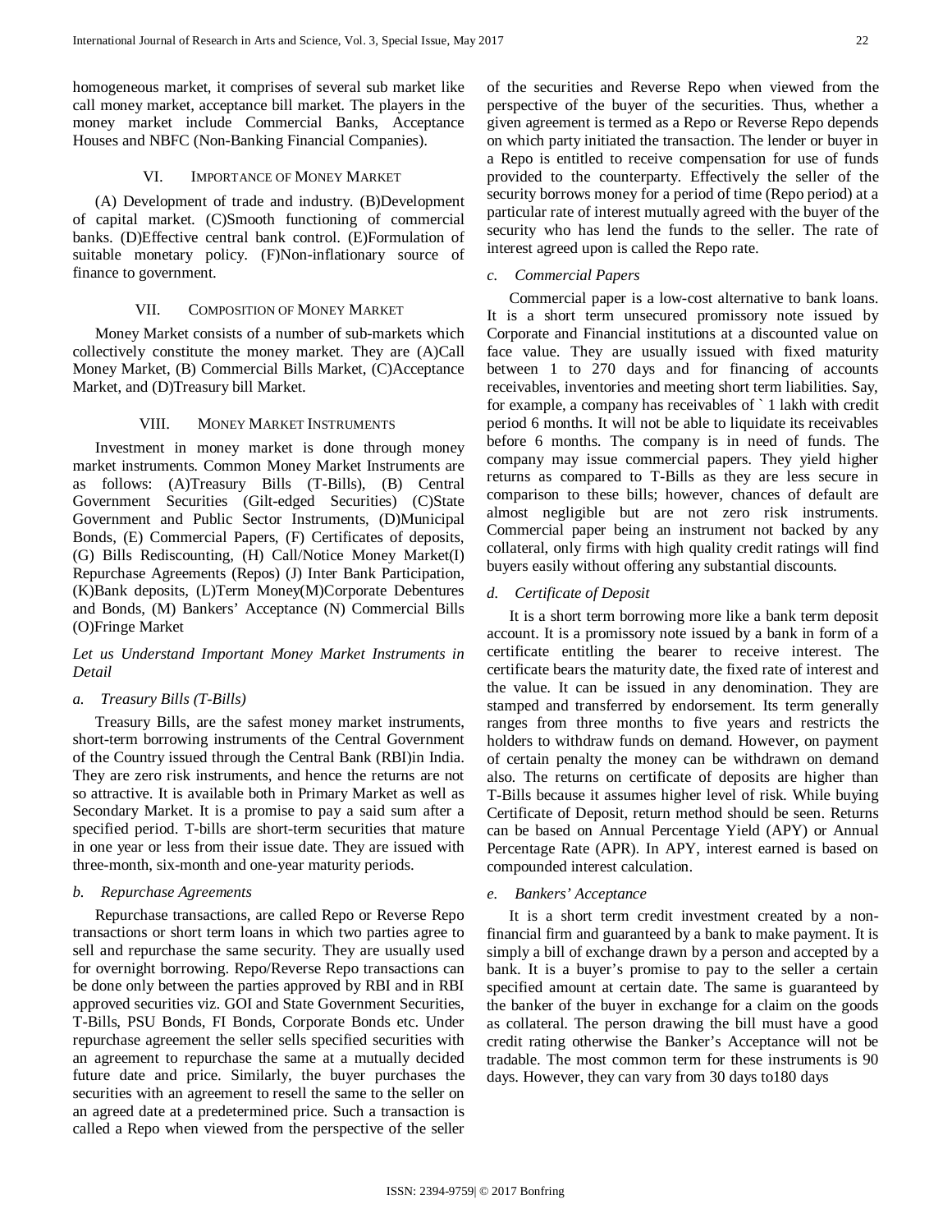homogeneous market, it comprises of several sub market like call money market, acceptance bill market. The players in the money market include Commercial Banks, Acceptance Houses and NBFC (Non-Banking Financial Companies).

## VI. Importance of Money Market

(A) Development of trade and industry. (B)Development of capital market. (C)Smooth functioning of commercial banks. (D)Effective central bank control. (E)Formulation of suitable monetary policy. (F)Non-inflationary source of finance to government.

## VII. Composition of Money Market

Money Market consists of a number of sub-markets which collectively constitute the money market. They are (A)Call Money Market, (B) Commercial Bills Market, (C)Acceptance Market, and (D)Treasury bill Market.

## VIII. Money Market Instruments

Investment in money market is done through money market instruments. Common Money Market Instruments are as follows: (A)Treasury Bills (T-Bills), (B) Central Government Securities (Gilt-edged Securities) (C)State Government and Public Sector Instruments, (D)Municipal Bonds, (E) Commercial Papers, (F) Certificates of deposits, (G) Bills Rediscounting, (H) Call/Notice Money Market(I) Repurchase Agreements (Repos) (J) Inter Bank Participation, (K)Bank deposits, (L)Term Money(M)Corporate Debentures and Bonds, (M) Bankers' Acceptance (N) Commercial Bills (O)Fringe Market

*Let us Understand Important Money Market Instruments in Detail*

### a. Treasury Bills (T-Bills)

Treasury Bills, are the safest money market instruments, short-term borrowing instruments of the Central Government of the Country issued through the Central Bank (RBI)in India. They are zero risk instruments, and hence the returns are not so attractive. It is available both in Primary Market as well as Secondary Market. It is a promise to pay a said sum after a specified period. T-bills are short-term securities that mature in one year or less from their issue date. They are issued with three-month, six-month and one-year maturity periods.

### b. Repurchase Agreements

Repurchase transactions, are called Repo or Reverse Repo transactions or short term loans in which two parties agree to sell and repurchase the same security. They are usually used for overnight borrowing. Repo/Reverse Repo transactions can be done only between the parties approved by RBI and in RBI approved securities viz. GOI and State Government Securities, T-Bills, PSU Bonds, FI Bonds, Corporate Bonds etc. Under repurchase agreement the seller sells specified securities with an agreement to repurchase the same at a mutually decided future date and price. Similarly, the buyer purchases the securities with an agreement to resell the same to the seller on an agreed date at a predetermined price. Such a transaction is called a Repo when viewed from the perspective of the seller of the securities and Reverse Repo when viewed from the perspective of the buyer of the securities. Thus, whether a given agreement is termed as a Repo or Reverse Repo depends on which party initiated the transaction. The lender or buyer in a Repo is entitled to receive compensation for use of funds provided to the counterparty. Effectively the seller of the security borrows money for a period of time (Repo period) at a particular rate of interest mutually agreed with the buyer of the security who has lend the funds to the seller. The rate of interest agreed upon is called the Repo rate.

### c. Commercial Papers

Commercial paper is a low-cost alternative to bank loans. It is a short term unsecured promissory note issued by Corporate and Financial institutions at a discounted value on face value. They are usually issued with fixed maturity between 1 to 270 days and for financing of accounts receivables, inventories and meeting short term liabilities. Say, for example, a company has receivables of ` 1 lakh with credit period 6 months. It will not be able to liquidate its receivables before 6 months. The company is in need of funds. The company may issue commercial papers. They yield higher returns as compared to T-Bills as they are less secure in comparison to these bills; however, chances of default are almost negligible but are not zero risk instruments. Commercial paper being an instrument not backed by any collateral, only firms with high quality credit ratings will find buyers easily without offering any substantial discounts.

### d. Certificate of Deposit

It is a short term borrowing more like a bank term deposit account. It is a promissory note issued by a bank in form of a certificate entitling the bearer to receive interest. The certificate bears the maturity date, the fixed rate of interest and the value. It can be issued in any denomination. They are stamped and transferred by endorsement. Its term generally ranges from three months to five years and restricts the holders to withdraw funds on demand. However, on payment of certain penalty the money can be withdrawn on demand also. The returns on certificate of deposits are higher than T-Bills because it assumes higher level of risk. While buying Certificate of Deposit, return method should be seen. Returns can be based on Annual Percentage Yield (APY) or Annual Percentage Rate (APR). In APY, interest earned is based on compounded interest calculation.

### e. Bankers' Acceptance

It is a short term credit investment created by a non-financial firm and guaranteed by a bank to make payment. It is simply a bill of exchange drawn by a person and accepted by a bank. It is a buyer's promise to pay to the seller a certain specified amount at certain date. The same is guaranteed by the banker of the buyer in exchange for a claim on the goods as collateral. The person drawing the bill must have a good credit rating otherwise the Banker's Acceptance will not be tradable. The most common term for these instruments is 90 days. However, they can vary from 30 days to180 days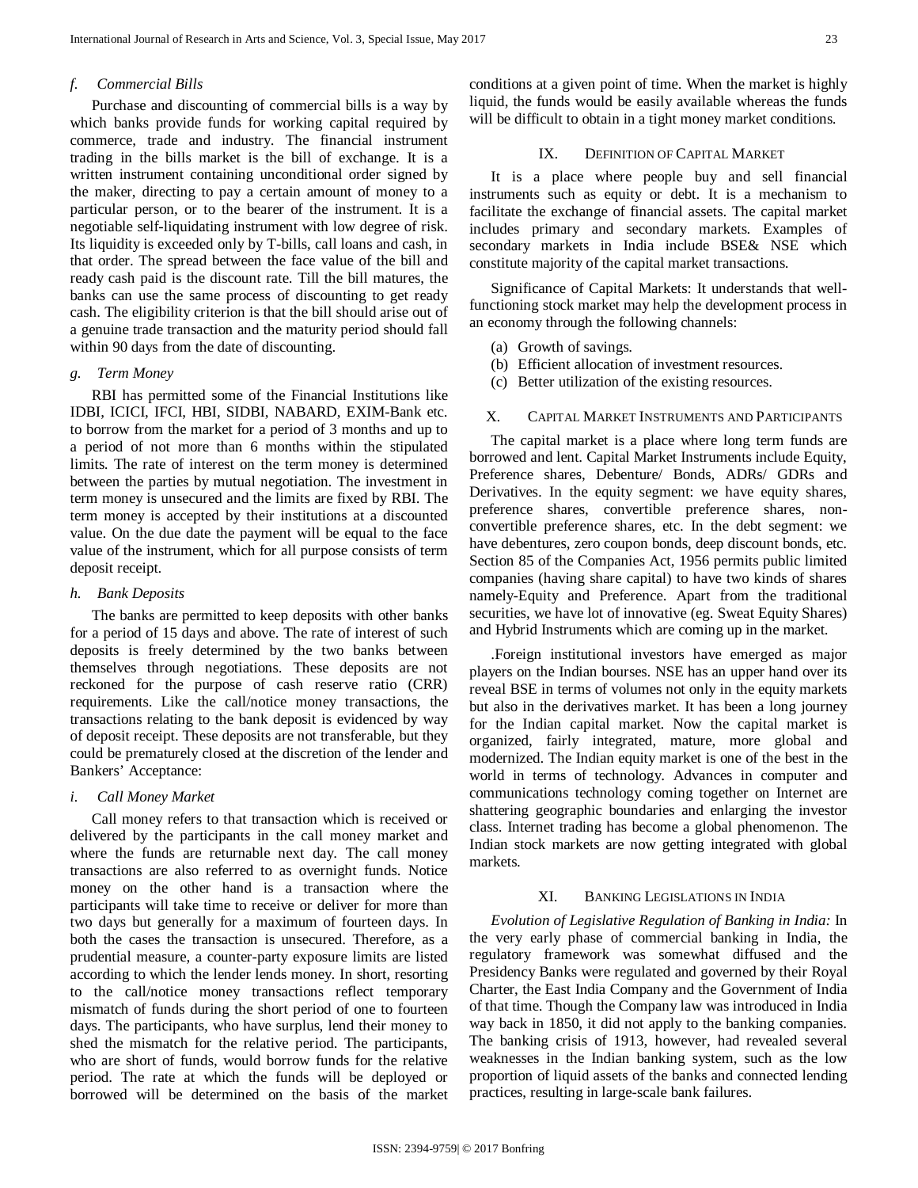### f. Commercial Bills

Purchase and discounting of commercial bills is a way by which banks provide funds for working capital required by commerce, trade and industry. The financial instrument trading in the bills market is the bill of exchange. It is a written instrument containing unconditional order signed by the maker, directing to pay a certain amount of money to a particular person, or to the bearer of the instrument. It is a negotiable self-liquidating instrument with low degree of risk. Its liquidity is exceeded only by T-bills, call loans and cash, in that order. The spread between the face value of the bill and ready cash paid is the discount rate. Till the bill matures, the banks can use the same process of discounting to get ready cash. The eligibility criterion is that the bill should arise out of a genuine trade transaction and the maturity period should fall within 90 days from the date of discounting.

### g. Term Money

RBI has permitted some of the Financial Institutions like IDBI, ICICI, IFCI, HBI, SIDBI, NABARD, EXIM-Bank etc. to borrow from the market for a period of 3 months and up to a period of not more than 6 months within the stipulated limits. The rate of interest on the term money is determined between the parties by mutual negotiation. The investment in term money is unsecured and the limits are fixed by RBI. The term money is accepted by their institutions at a discounted value. On the due date the payment will be equal to the face value of the instrument, which for all purpose consists of term deposit receipt.

### h. Bank Deposits

The banks are permitted to keep deposits with other banks for a period of 15 days and above. The rate of interest of such deposits is freely determined by the two banks between themselves through negotiations. These deposits are not reckoned for the purpose of cash reserve ratio (CRR) requirements. Like the call/notice money transactions, the transactions relating to the bank deposit is evidenced by way of deposit receipt. These deposits are not transferable, but they could be prematurely closed at the discretion of the lender and Bankers' Acceptance:

### i. Call Money Market

Call money refers to that transaction which is received or delivered by the participants in the call money market and where the funds are returnable next day. The call money transactions are also referred to as overnight funds. Notice money on the other hand is a transaction where the participants will take time to receive or deliver for more than two days but generally for a maximum of fourteen days. In both the cases the transaction is unsecured. Therefore, as a prudential measure, a counter-party exposure limits are listed according to which the lender lends money. In short, resorting to the call/notice money transactions reflect temporary mismatch of funds during the short period of one to fourteen days. The participants, who have surplus, lend their money to shed the mismatch for the relative period. The participants, who are short of funds, would borrow funds for the relative period. The rate at which the funds will be deployed or borrowed will be determined on the basis of the market conditions at a given point of time. When the market is highly liquid, the funds would be easily available whereas the funds will be difficult to obtain in a tight money market conditions.

## IX. Definition of Capital Market

It is a place where people buy and sell financial instruments such as equity or debt. It is a mechanism to facilitate the exchange of financial assets. The capital market includes primary and secondary markets. Examples of secondary markets in India include BSE& NSE which constitute majority of the capital market transactions.

Significance of Capital Markets: It understands that well-functioning stock market may help the development process in an economy through the following channels:

(a) Growth of savings.
(b) Efficient allocation of investment resources.
(c) Better utilization of the existing resources.

## X. Capital Market Instruments and Participants

The capital market is a place where long term funds are borrowed and lent. Capital Market Instruments include Equity, Preference shares, Debenture/ Bonds, ADRs/ GDRs and Derivatives. In the equity segment: we have equity shares, preference shares, convertible preference shares, non-convertible preference shares, etc. In the debt segment: we have debentures, zero coupon bonds, deep discount bonds, etc. Section 85 of the Companies Act, 1956 permits public limited companies (having share capital) to have two kinds of shares namely-Equity and Preference. Apart from the traditional securities, we have lot of innovative (eg. Sweat Equity Shares) and Hybrid Instruments which are coming up in the market.

.Foreign institutional investors have emerged as major players on the Indian bourses. NSE has an upper hand over its reveal BSE in terms of volumes not only in the equity markets but also in the derivatives market. It has been a long journey for the Indian capital market. Now the capital market is organized, fairly integrated, mature, more global and modernized. The Indian equity market is one of the best in the world in terms of technology. Advances in computer and communications technology coming together on Internet are shattering geographic boundaries and enlarging the investor class. Internet trading has become a global phenomenon. The Indian stock markets are now getting integrated with global markets.

## XI. Banking Legislations in India

*Evolution of Legislative Regulation of Banking in India:* In the very early phase of commercial banking in India, the regulatory framework was somewhat diffused and the Presidency Banks were regulated and governed by their Royal Charter, the East India Company and the Government of India of that time. Though the Company law was introduced in India way back in 1850, it did not apply to the banking companies. The banking crisis of 1913, however, had revealed several weaknesses in the Indian banking system, such as the low proportion of liquid assets of the banks and connected lending practices, resulting in large-scale bank failures.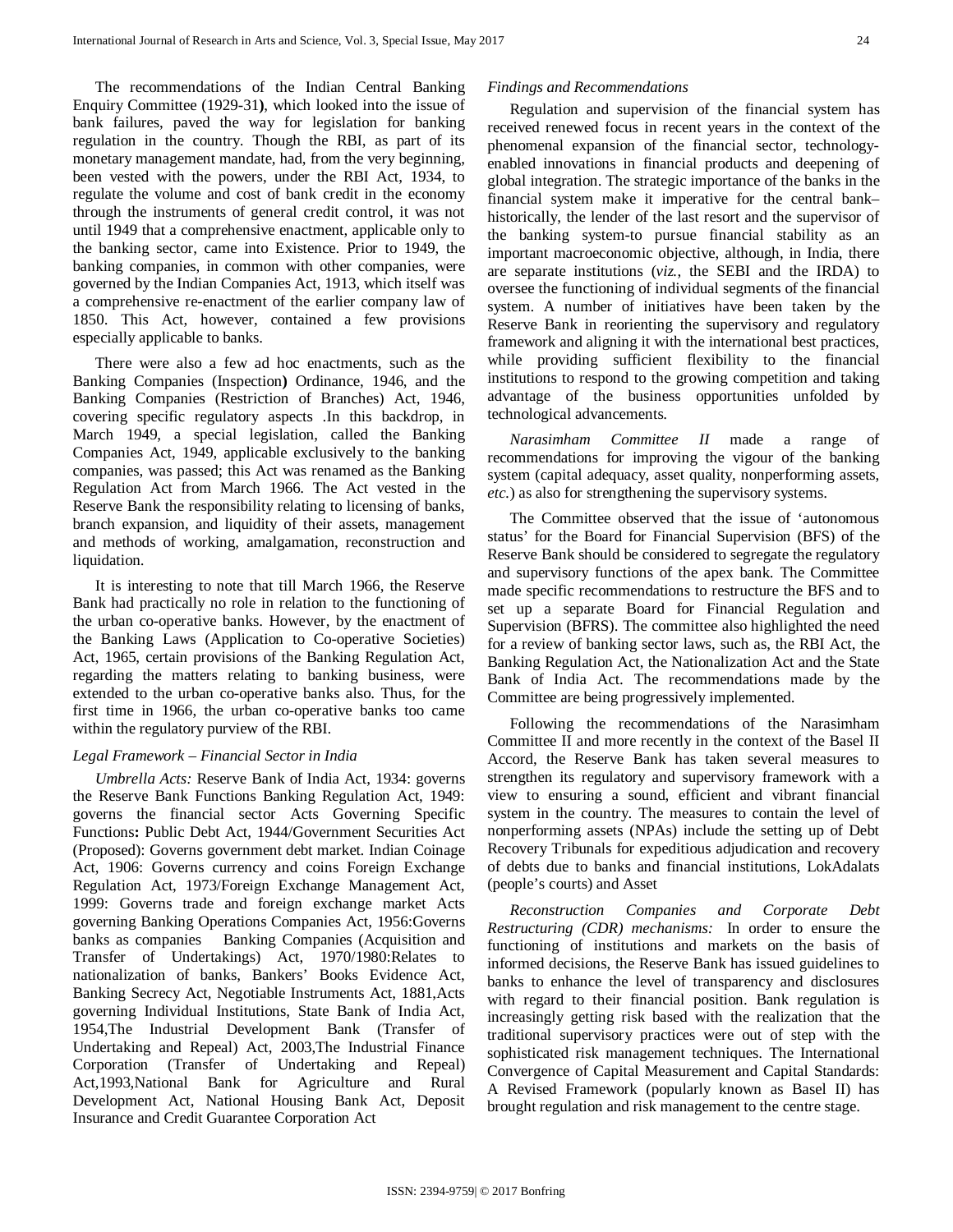The recommendations of the Indian Central Banking Enquiry Committee (1929-31), which looked into the issue of bank failures, paved the way for legislation for banking regulation in the country. Though the RBI, as part of its monetary management mandate, had, from the very beginning, been vested with the powers, under the RBI Act, 1934, to regulate the volume and cost of bank credit in the economy through the instruments of general credit control, it was not until 1949 that a comprehensive enactment, applicable only to the banking sector, came into Existence. Prior to 1949, the banking companies, in common with other companies, were governed by the Indian Companies Act, 1913, which itself was a comprehensive re-enactment of the earlier company law of 1850. This Act, however, contained a few provisions especially applicable to banks.

There were also a few ad hoc enactments, such as the Banking Companies (Inspection) Ordinance, 1946, and the Banking Companies (Restriction of Branches) Act, 1946, covering specific regulatory aspects .In this backdrop, in March 1949, a special legislation, called the Banking Companies Act, 1949, applicable exclusively to the banking companies, was passed; this Act was renamed as the Banking Regulation Act from March 1966. The Act vested in the Reserve Bank the responsibility relating to licensing of banks, branch expansion, and liquidity of their assets, management and methods of working, amalgamation, reconstruction and liquidation.

It is interesting to note that till March 1966, the Reserve Bank had practically no role in relation to the functioning of the urban co-operative banks. However, by the enactment of the Banking Laws (Application to Co-operative Societies) Act, 1965, certain provisions of the Banking Regulation Act, regarding the matters relating to banking business, were extended to the urban co-operative banks also. Thus, for the first time in 1966, the urban co-operative banks too came within the regulatory purview of the RBI.

*Legal Framework – Financial Sector in India*

*Umbrella Acts:* Reserve Bank of India Act, 1934: governs the Reserve Bank Functions Banking Regulation Act, 1949: governs the financial sector Acts Governing Specific Functions**:** Public Debt Act, 1944/Government Securities Act (Proposed): Governs government debt market. Indian Coinage Act, 1906: Governs currency and coins Foreign Exchange Regulation Act, 1973/Foreign Exchange Management Act, 1999: Governs trade and foreign exchange market Acts governing Banking Operations Companies Act, 1956:Governs banks as companies Banking Companies (Acquisition and Transfer of Undertakings) Act, 1970/1980:Relates to nationalization of banks, Bankers' Books Evidence Act, Banking Secrecy Act, Negotiable Instruments Act, 1881,Acts governing Individual Institutions, State Bank of India Act, 1954,The Industrial Development Bank (Transfer of Undertaking and Repeal) Act, 2003,The Industrial Finance Corporation (Transfer of Undertaking and Repeal) Act,1993,National Bank for Agriculture and Rural Development Act, National Housing Bank Act, Deposit Insurance and Credit Guarantee Corporation Act

*Findings and Recommendations*

Regulation and supervision of the financial system has received renewed focus in recent years in the context of the phenomenal expansion of the financial sector, technology-enabled innovations in financial products and deepening of global integration. The strategic importance of the banks in the financial system make it imperative for the central bank–historically, the lender of the last resort and the supervisor of the banking system-to pursue financial stability as an important macroeconomic objective, although, in India, there are separate institutions (*viz.*, the SEBI and the IRDA) to oversee the functioning of individual segments of the financial system. A number of initiatives have been taken by the Reserve Bank in reorienting the supervisory and regulatory framework and aligning it with the international best practices, while providing sufficient flexibility to the financial institutions to respond to the growing competition and taking advantage of the business opportunities unfolded by technological advancements.

*Narasimham Committee II* made a range of recommendations for improving the vigour of the banking system (capital adequacy, asset quality, nonperforming assets, *etc.*) as also for strengthening the supervisory systems.

The Committee observed that the issue of 'autonomous status' for the Board for Financial Supervision (BFS) of the Reserve Bank should be considered to segregate the regulatory and supervisory functions of the apex bank. The Committee made specific recommendations to restructure the BFS and to set up a separate Board for Financial Regulation and Supervision (BFRS). The committee also highlighted the need for a review of banking sector laws, such as, the RBI Act, the Banking Regulation Act, the Nationalization Act and the State Bank of India Act. The recommendations made by the Committee are being progressively implemented.

Following the recommendations of the Narasimham Committee II and more recently in the context of the Basel II Accord, the Reserve Bank has taken several measures to strengthen its regulatory and supervisory framework with a view to ensuring a sound, efficient and vibrant financial system in the country. The measures to contain the level of nonperforming assets (NPAs) include the setting up of Debt Recovery Tribunals for expeditious adjudication and recovery of debts due to banks and financial institutions, LokAdalats (people's courts) and Asset

*Reconstruction Companies and Corporate Debt Restructuring (CDR) mechanisms:* In order to ensure the functioning of institutions and markets on the basis of informed decisions, the Reserve Bank has issued guidelines to banks to enhance the level of transparency and disclosures with regard to their financial position. Bank regulation is increasingly getting risk based with the realization that the traditional supervisory practices were out of step with the sophisticated risk management techniques. The International Convergence of Capital Measurement and Capital Standards: A Revised Framework (popularly known as Basel II) has brought regulation and risk management to the centre stage.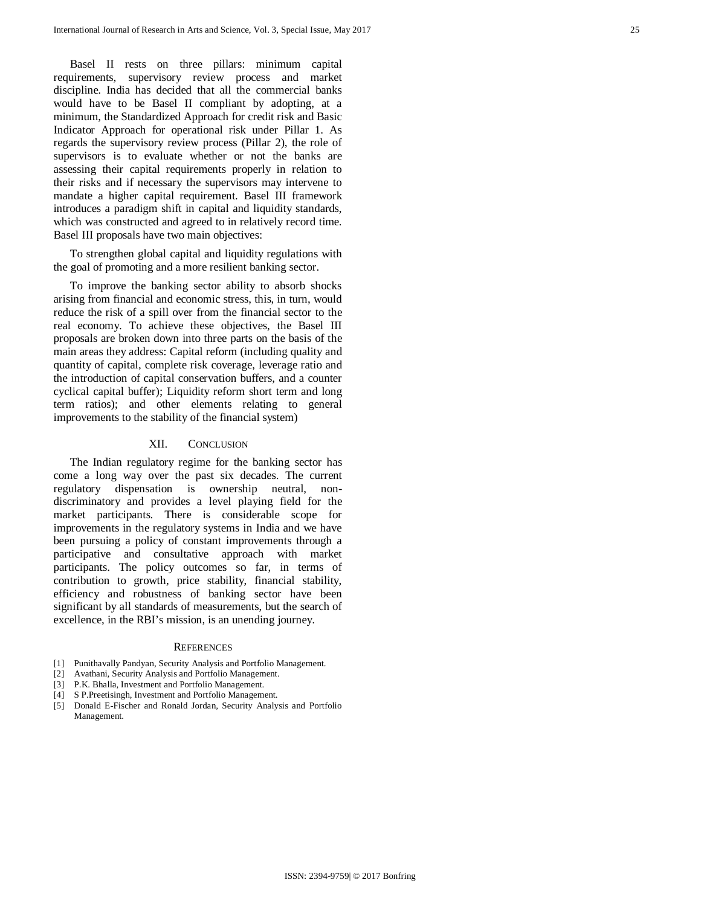Basel II rests on three pillars: minimum capital requirements, supervisory review process and market discipline. India has decided that all the commercial banks would have to be Basel II compliant by adopting, at a minimum, the Standardized Approach for credit risk and Basic Indicator Approach for operational risk under Pillar 1. As regards the supervisory review process (Pillar 2), the role of supervisors is to evaluate whether or not the banks are assessing their capital requirements properly in relation to their risks and if necessary the supervisors may intervene to mandate a higher capital requirement. Basel III framework introduces a paradigm shift in capital and liquidity standards, which was constructed and agreed to in relatively record time. Basel III proposals have two main objectives:

To strengthen global capital and liquidity regulations with the goal of promoting and a more resilient banking sector.

To improve the banking sector ability to absorb shocks arising from financial and economic stress, this, in turn, would reduce the risk of a spill over from the financial sector to the real economy. To achieve these objectives, the Basel III proposals are broken down into three parts on the basis of the main areas they address: Capital reform (including quality and quantity of capital, complete risk coverage, leverage ratio and the introduction of capital conservation buffers, and a counter cyclical capital buffer); Liquidity reform short term and long term ratios); and other elements relating to general improvements to the stability of the financial system)

## XII. Conclusion

The Indian regulatory regime for the banking sector has come a long way over the past six decades. The current regulatory dispensation is ownership neutral, non-discriminatory and provides a level playing field for the market participants. There is considerable scope for improvements in the regulatory systems in India and we have been pursuing a policy of constant improvements through a participative and consultative approach with market participants. The policy outcomes so far, in terms of contribution to growth, price stability, financial stability, efficiency and robustness of banking sector have been significant by all standards of measurements, but the search of excellence, in the RBI's mission, is an unending journey.

## References

[1] Punithavally Pandyan, Security Analysis and Portfolio Management.

[2] Avathani, Security Analysis and Portfolio Management.

[3] P.K. Bhalla, Investment and Portfolio Management.

[4] S P.Preetisingh, Investment and Portfolio Management.

[5] Donald E-Fischer and Ronald Jordan, Security Analysis and Portfolio Management.